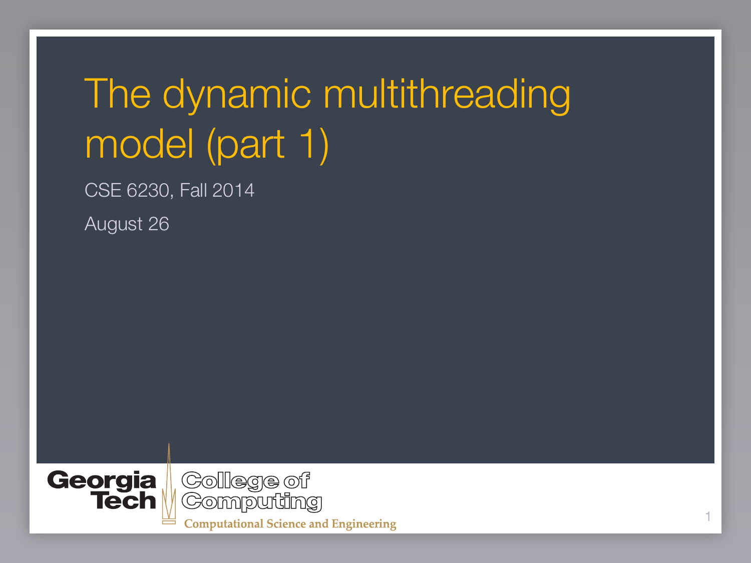# The dynamic multithreading model (part 1)

CSE 6230, Fall 2014

August 26

Georgia Tech College of Computing

Computational Science and Engineering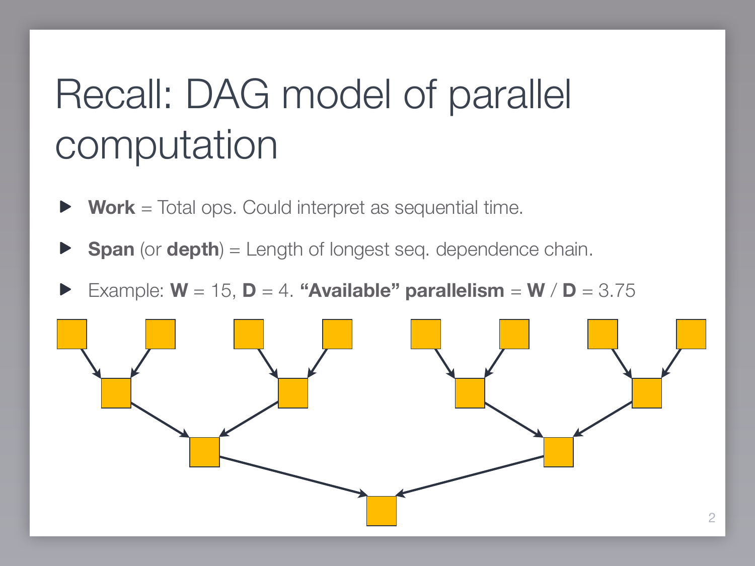# Recall: DAG model of parallel computation

- **Work** = Total ops. Could interpret as sequential time.
- **Span** (or **depth**) = Length of longest seq. dependence chain.
- Example: **W** = 15, **D** = 4. **“Available” parallelism** = **W** / **D** = 3.75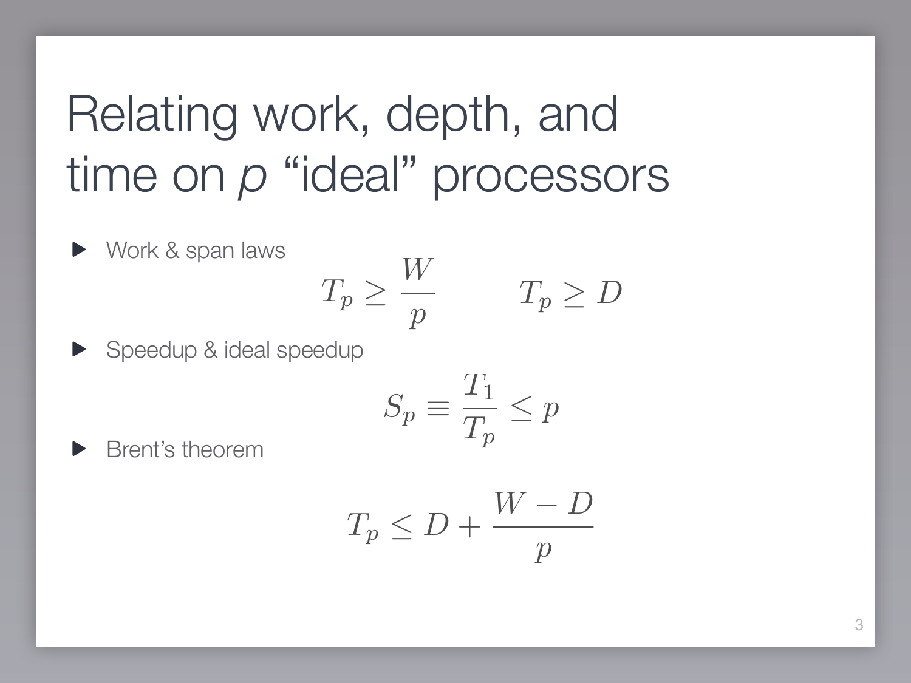# Relating work, depth, and time on *p* "ideal" processors

- Work & span laws

$$T_p \geq \frac{W}{p} \qquad T_p \geq D$$

- Speedup & ideal speedup

$$S_p \equiv \frac{T_1}{T_p} \leq p$$

- Brent's theorem

$$T_p \leq D + \frac{W - D}{p}$$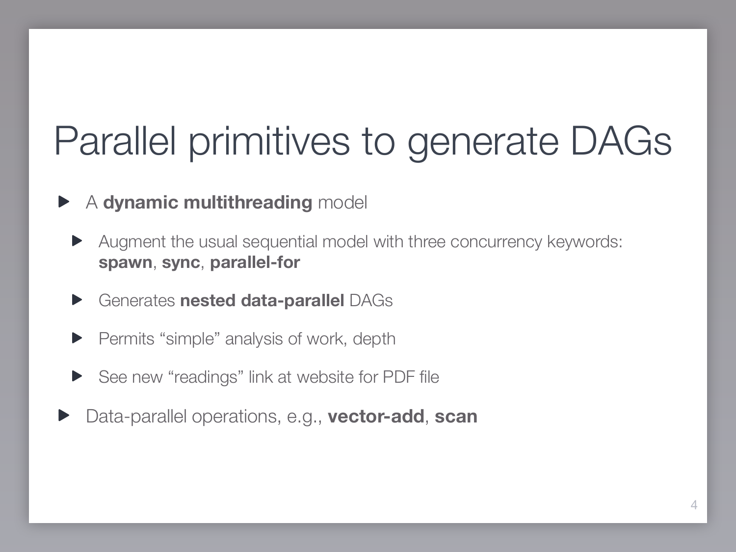# Parallel primitives to generate DAGs

- A **dynamic multithreading** model
  - Augment the usual sequential model with three concurrency keywords: **spawn**, **sync**, **parallel-for**
  - Generates **nested data-parallel** DAGs
  - Permits "simple" analysis of work, depth
  - See new "readings" link at website for PDF file
- Data-parallel operations, e.g., **vector-add**, **scan**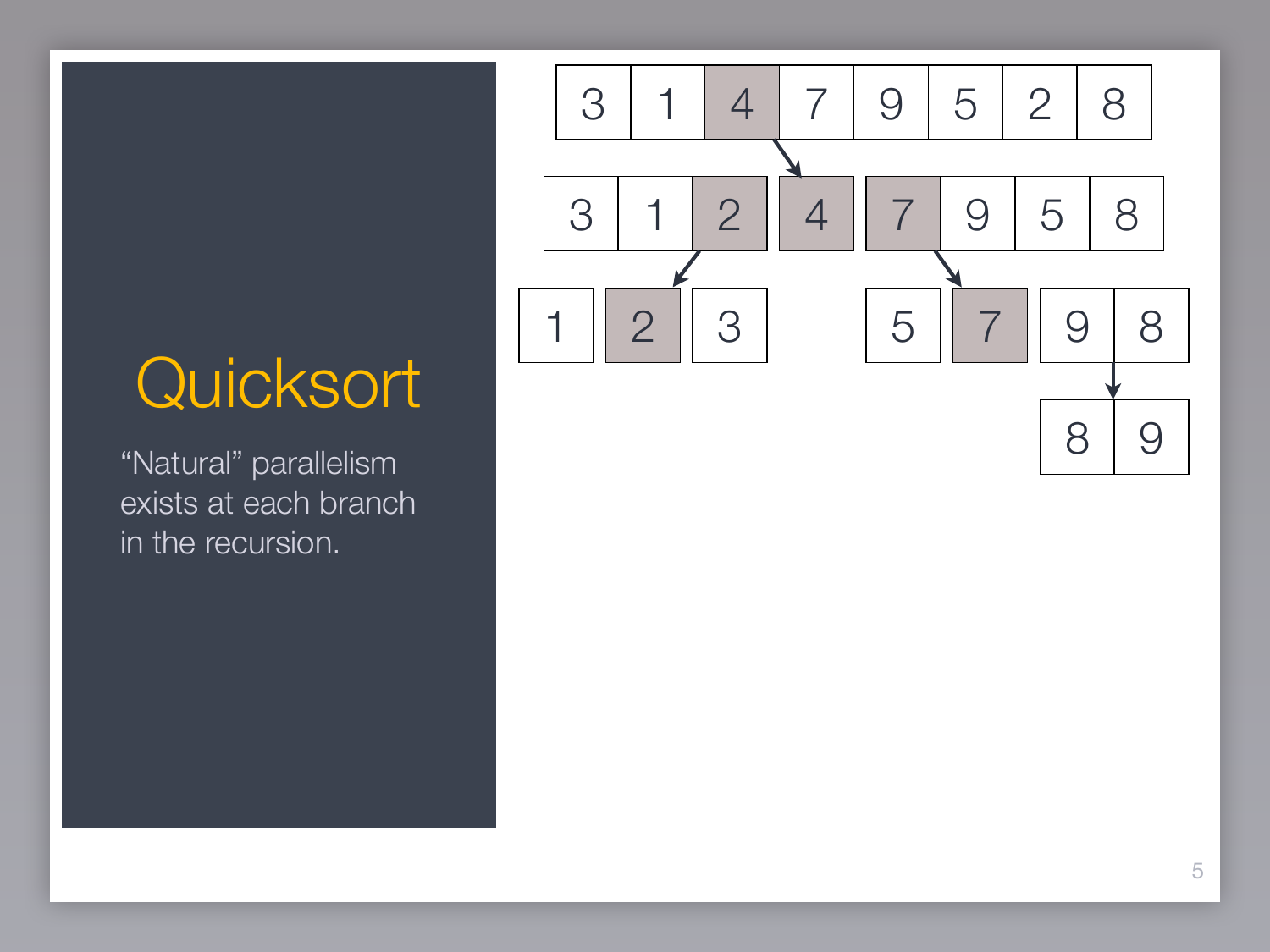# Quicksort

“Natural” parallelism exists at each branch in the recursion.

| 3 | 1 | 4 | 7 | 9 | 5 | 2 | 8 |
|---|---|---|---|---|---|---|---|

| 3 | 1 | 2 | 4 | 7 | 9 | 5 | 8 |
|---|---|---|---|---|---|---|---|

| 1 | 2 | 3 | 5 | 7 | 9 | 8 |
|---|---|---|---|---|---|---|

| 8 | 9 |
|---|---|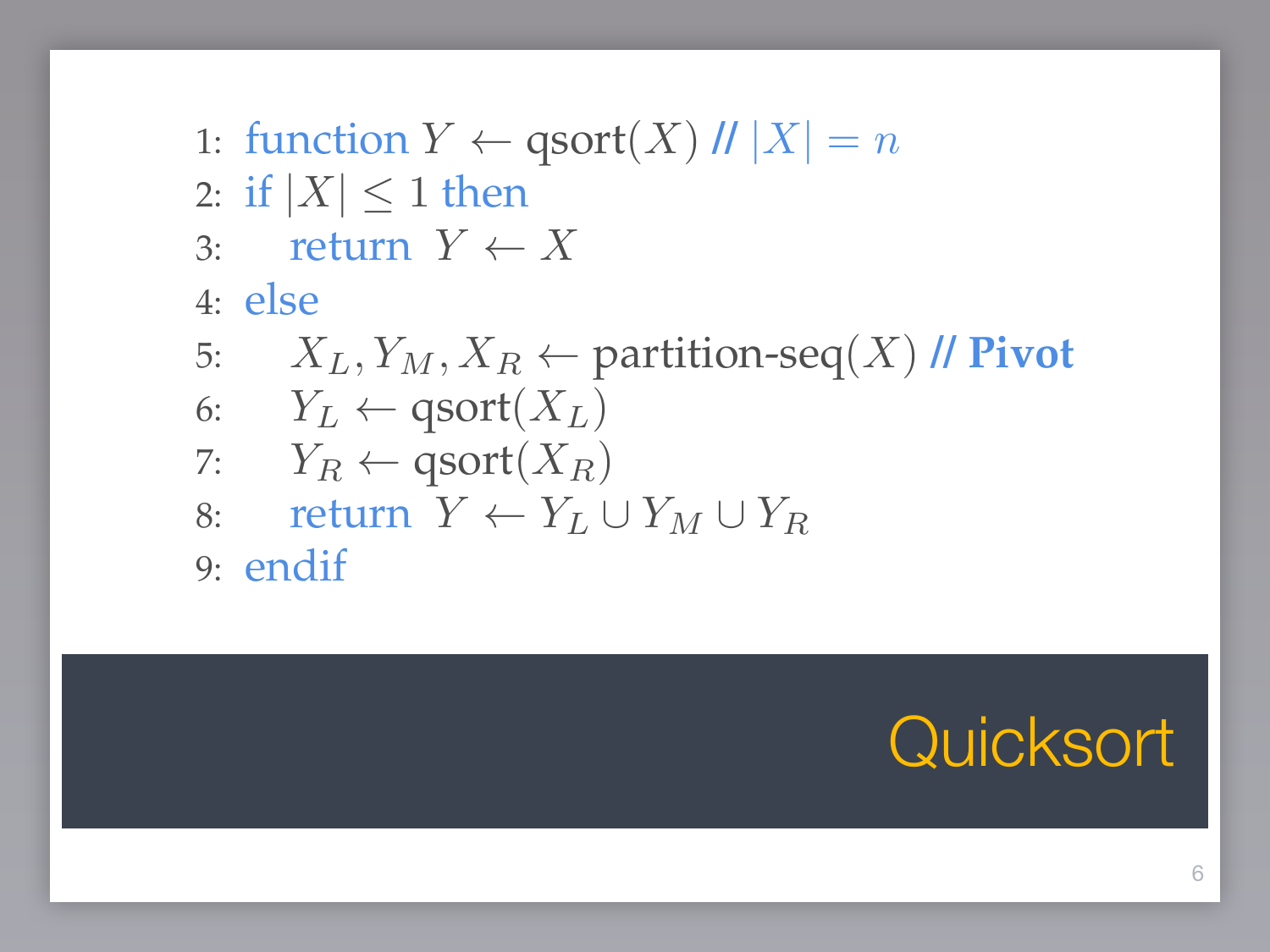# Quicksort

1: **function** $Y \leftarrow \text{qsort}(X)$ // $|X| = n$
2: **if** $|X| \leq 1$ **then**
3: &nbsp;&nbsp;&nbsp;&nbsp;**return** $Y \leftarrow X$
4: **else**
5: &nbsp;&nbsp;&nbsp;&nbsp;$X_L, Y_M, X_R \leftarrow \text{partition-seq}(X)$ // **Pivot**
6: &nbsp;&nbsp;&nbsp;&nbsp;$Y_L \leftarrow \text{qsort}(X_L)$
7: &nbsp;&nbsp;&nbsp;&nbsp;$Y_R \leftarrow \text{qsort}(X_R)$
8: &nbsp;&nbsp;&nbsp;&nbsp;**return** $Y \leftarrow Y_L \cup Y_M \cup Y_R$
9: **endif**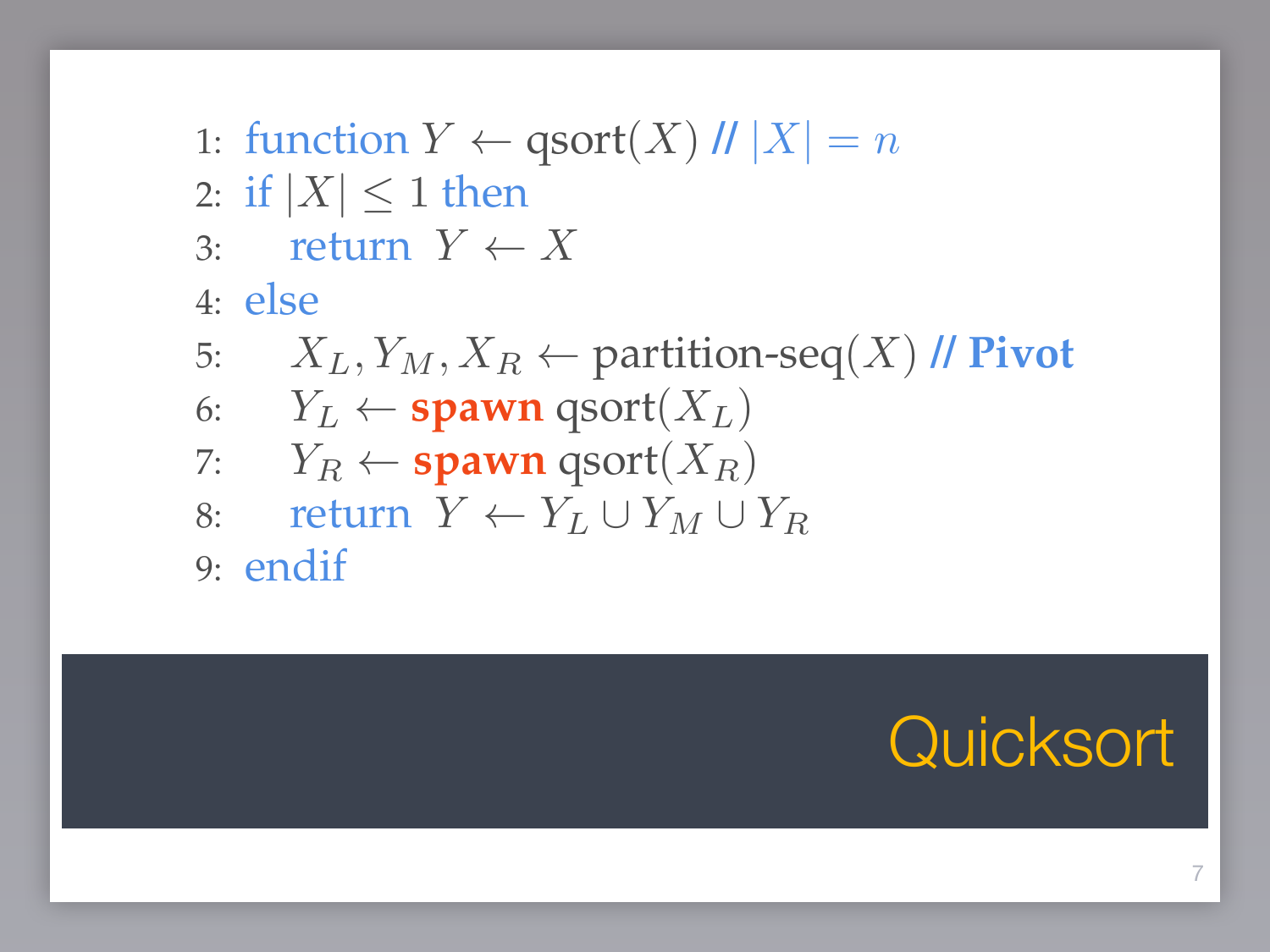## Quicksort

```
1: function Y ← qsort(X) // |X| = n
2: if |X| ≤ 1 then
3:     return Y ← X
4: else
5:     X_L, Y_M, X_R ← partition-seq(X) // Pivot
6:     Y_L ← spawn qsort(X_L)
7:     Y_R ← spawn qsort(X_R)
8:     return Y ← Y_L ∪ Y_M ∪ Y_R
9: endif
```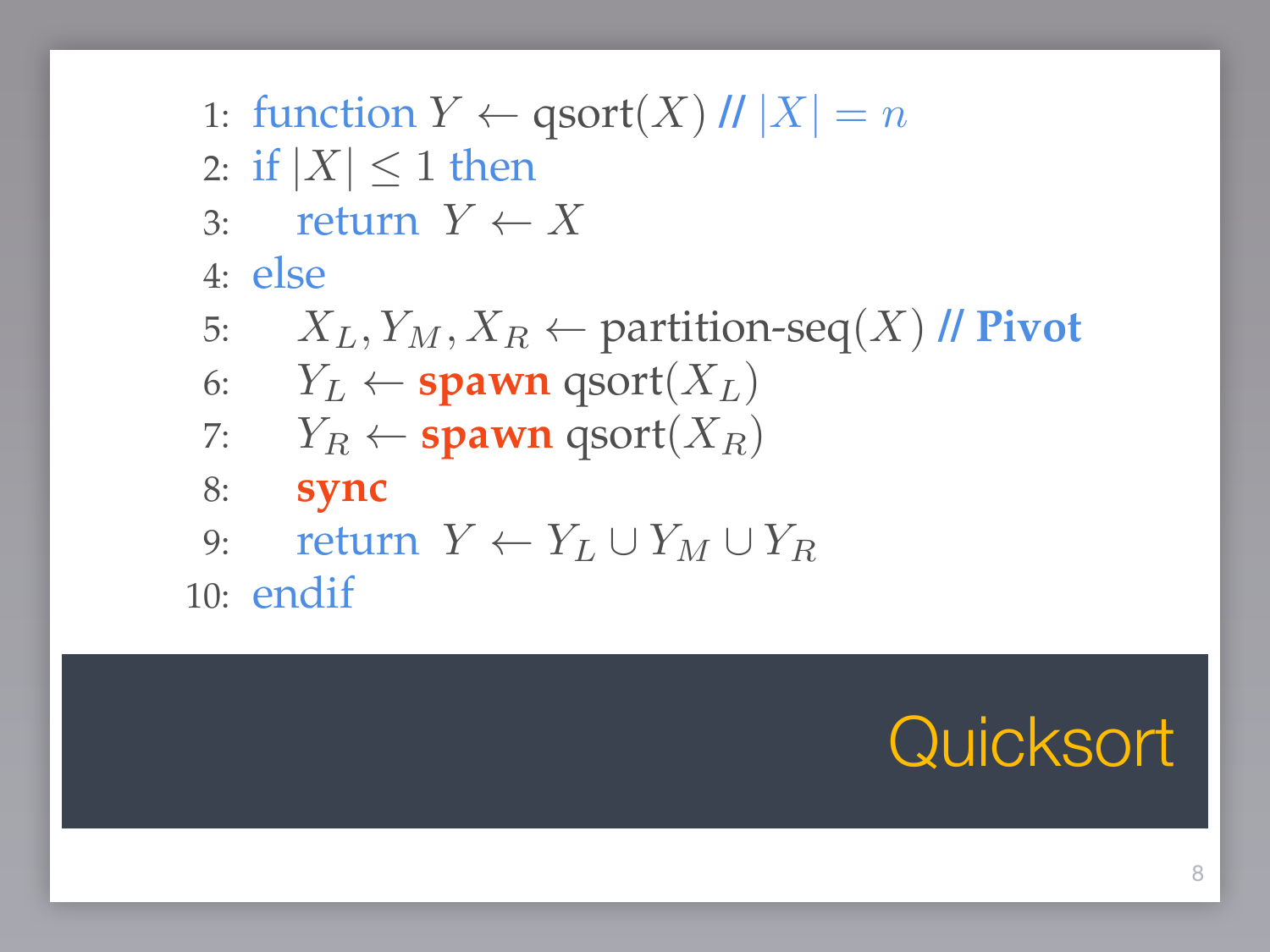# Quicksort

```
1:  function Y ← qsort(X) // |X| = n
2:  if |X| ≤ 1 then
3:      return Y ← X
4:  else
5:      X_L, Y_M, X_R ← partition-seq(X) // Pivot
6:      Y_L ← spawn qsort(X_L)
7:      Y_R ← spawn qsort(X_R)
8:      sync
9:      return Y ← Y_L ∪ Y_M ∪ Y_R
10: endif
```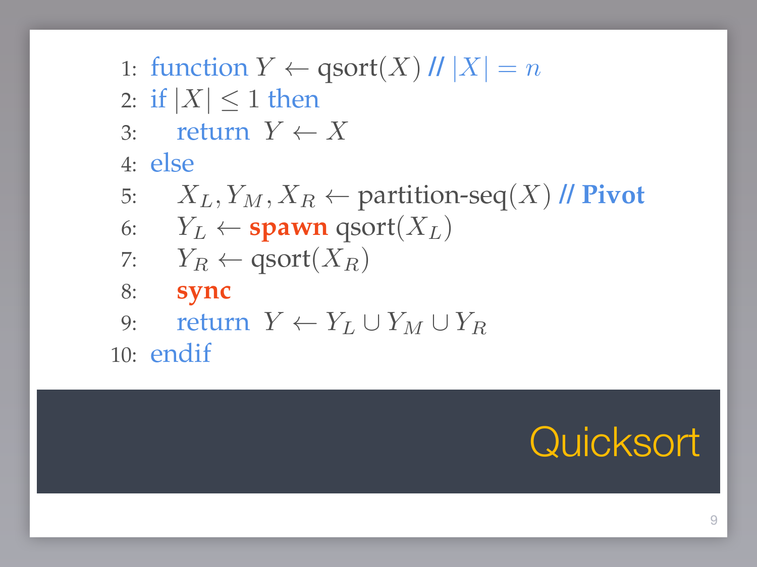# Quicksort

```
1:  function Y ← qsort(X) // |X| = n
2:  if |X| ≤ 1 then
3:      return Y ← X
4:  else
5:      X_L, Y_M, X_R ← partition-seq(X) // Pivot
6:      Y_L ← spawn qsort(X_L)
7:      Y_R ← qsort(X_R)
8:      sync
9:      return Y ← Y_L ∪ Y_M ∪ Y_R
10: endif
```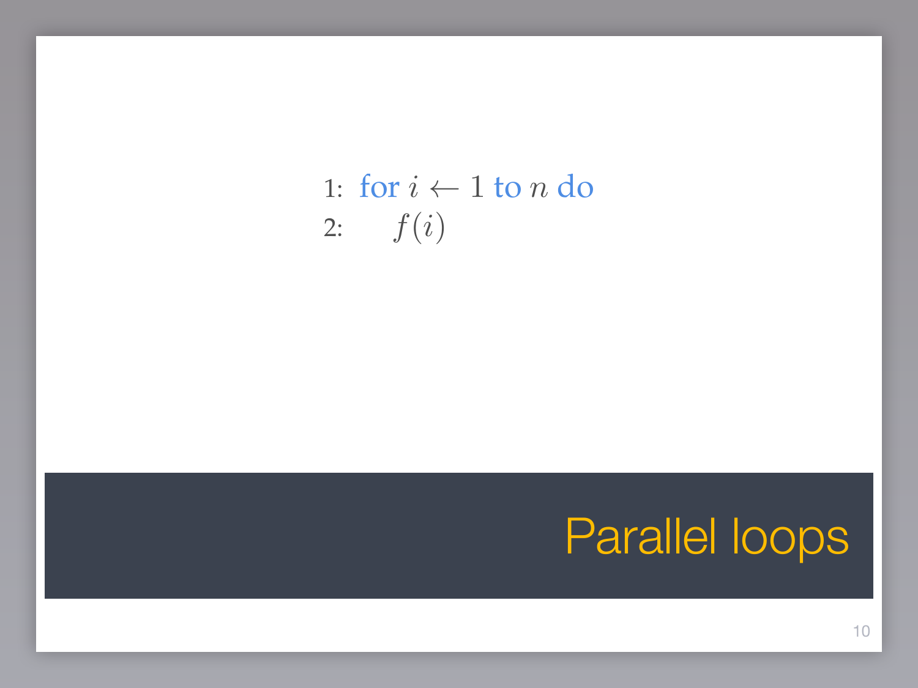# Parallel loops

1: **for** $i \leftarrow 1$ **to** $n$ **do**

2: $\quad f(i)$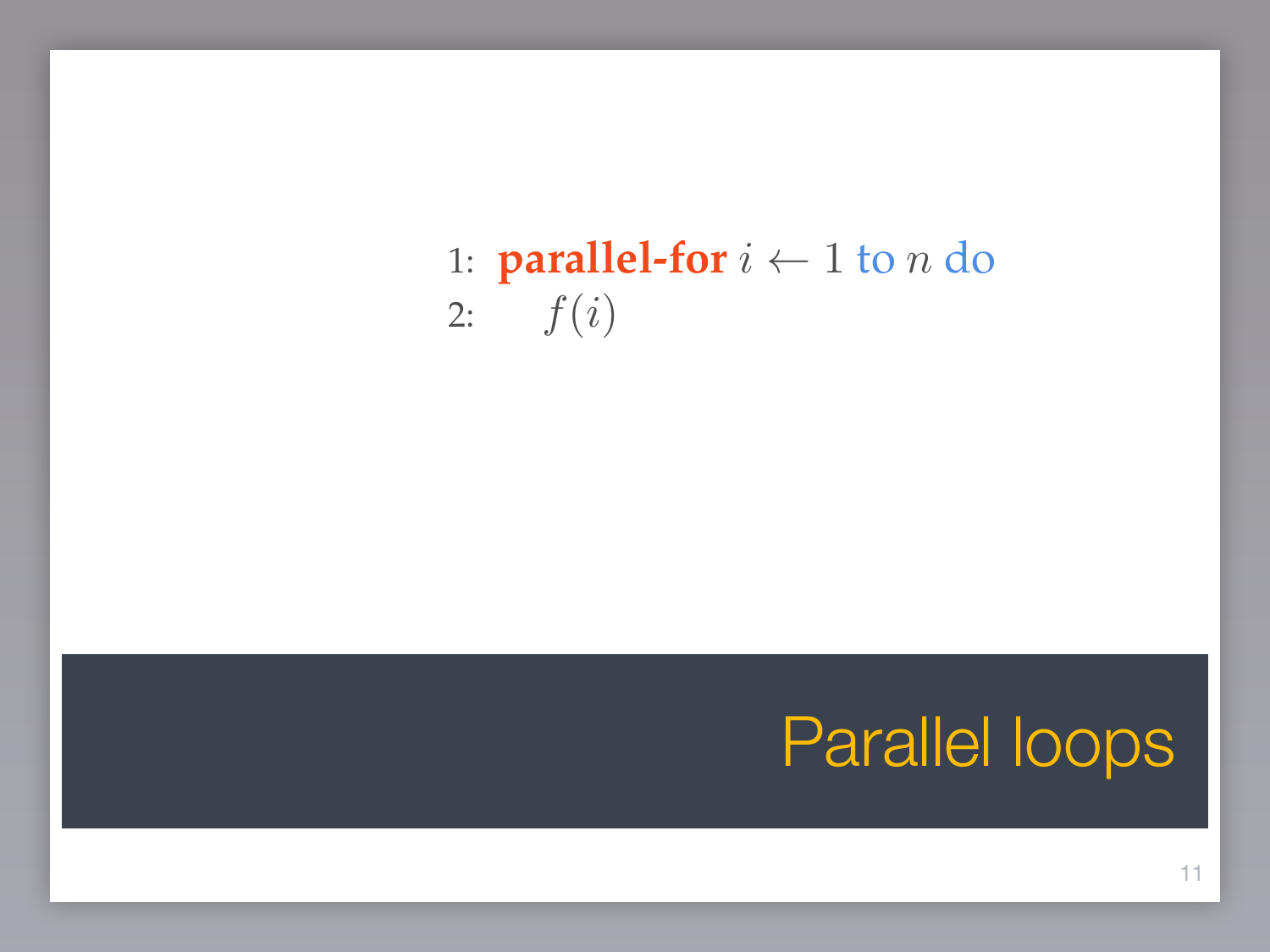# Parallel loops

1: **parallel-for** $i \leftarrow 1$ to $n$ do
2: $\quad f(i)$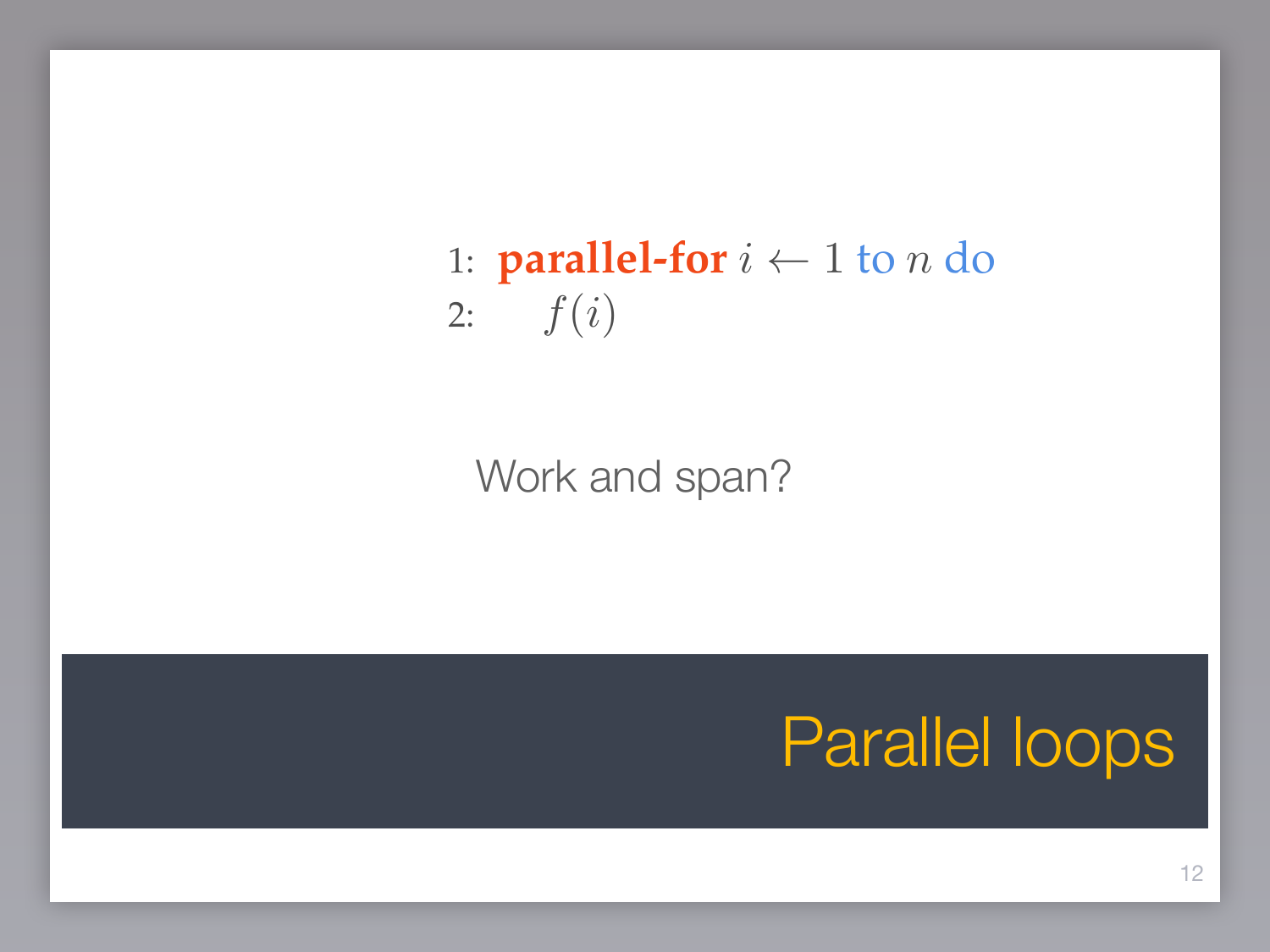# Parallel loops

1: **parallel-for** $i \leftarrow 1$ to $n$ do
2: $\quad f(i)$

Work and span?